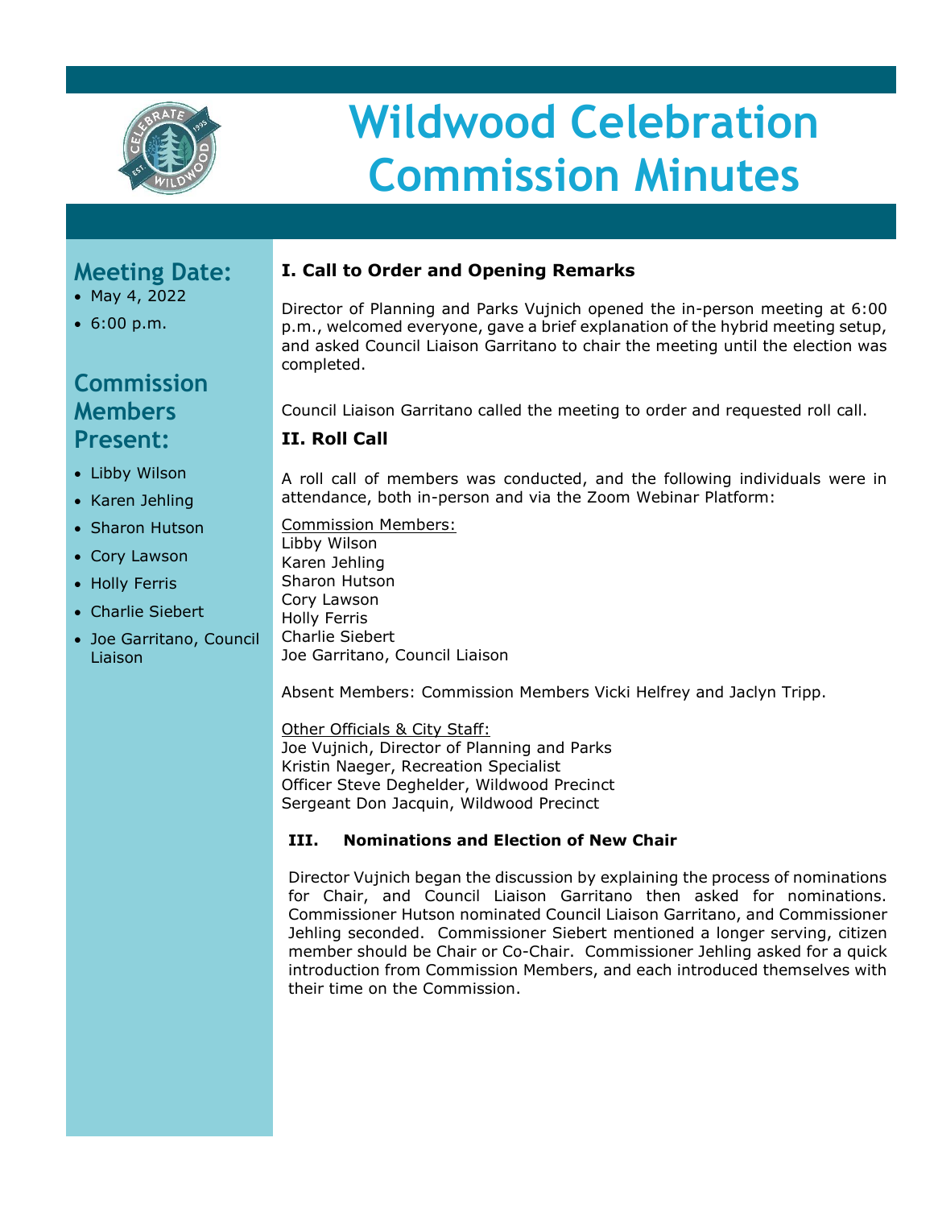# Wildwood Celebration Commission Minutes

## Meeting Date:

- May 4, 2022
- 6:00 p.m.

## Commission Members Present:

- Libby Wilson
- Karen Jehling
- Sharon Hutson
- Cory Lawson
- Holly Ferris
- Charlie Siebert
- Joe Garritano, Council Liaison

### I. Call to Order and Opening Remarks

Director of Planning and Parks Vujnich opened the in-person meeting at 6:00 p.m., welcomed everyone, gave a brief explanation of the hybrid meeting setup, and asked Council Liaison Garritano to chair the meeting until the election was completed.

Council Liaison Garritano called the meeting to order and requested roll call.

### II. Roll Call

A roll call of members was conducted, and the following individuals were in attendance, both in-person and via the Zoom Webinar Platform:

Commission Members:
Libby Wilson
Karen Jehling
Sharon Hutson
Cory Lawson
Holly Ferris
Charlie Siebert
Joe Garritano, Council Liaison

Absent Members: Commission Members Vicki Helfrey and Jaclyn Tripp.

Other Officials & City Staff:
Joe Vujnich, Director of Planning and Parks
Kristin Naeger, Recreation Specialist
Officer Steve Deghelder, Wildwood Precinct
Sergeant Don Jacquin, Wildwood Precinct

### III. Nominations and Election of New Chair

Director Vujnich began the discussion by explaining the process of nominations for Chair, and Council Liaison Garritano then asked for nominations. Commissioner Hutson nominated Council Liaison Garritano, and Commissioner Jehling seconded. Commissioner Siebert mentioned a longer serving, citizen member should be Chair or Co-Chair. Commissioner Jehling asked for a quick introduction from Commission Members, and each introduced themselves with their time on the Commission.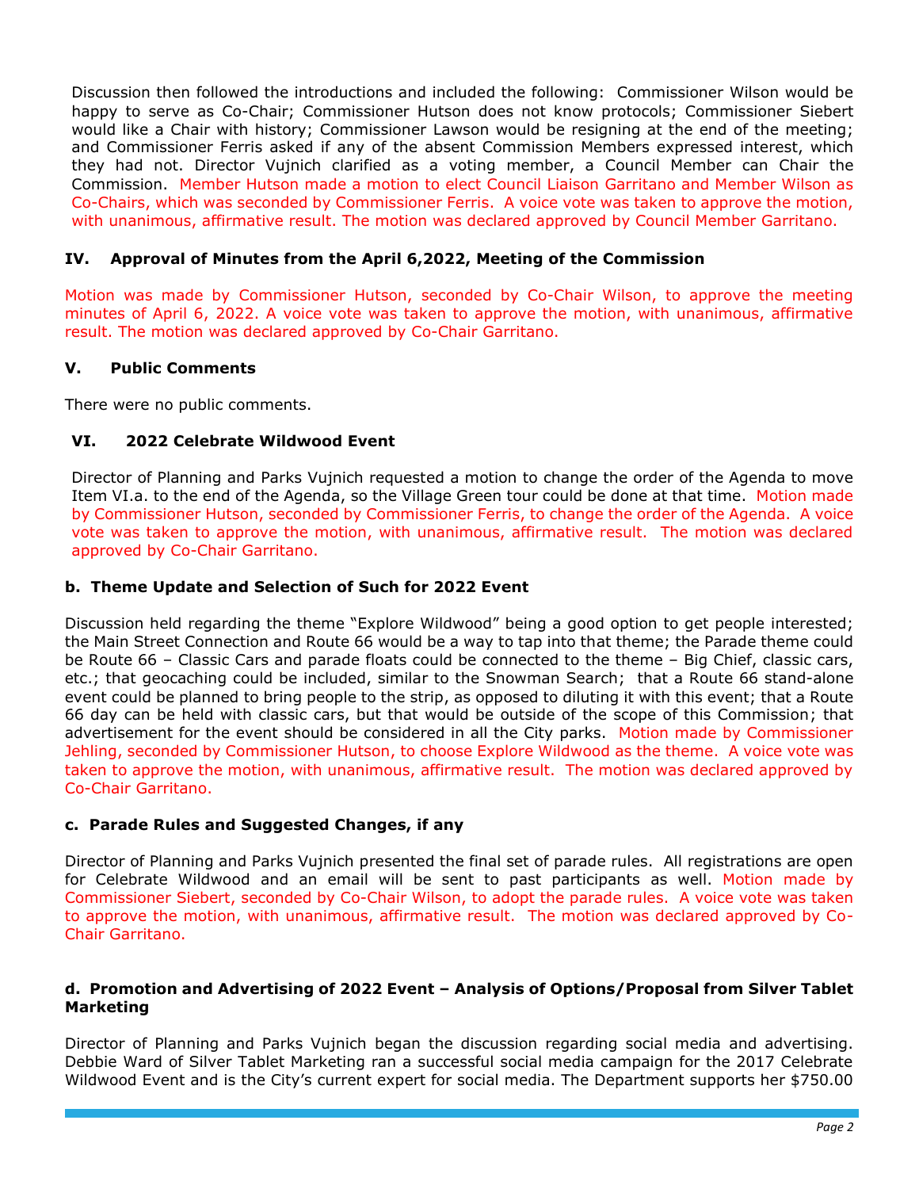Discussion then followed the introductions and included the following: Commissioner Wilson would be happy to serve as Co-Chair; Commissioner Hutson does not know protocols; Commissioner Siebert would like a Chair with history; Commissioner Lawson would be resigning at the end of the meeting; and Commissioner Ferris asked if any of the absent Commission Members expressed interest, which they had not. Director Vujnich clarified as a voting member, a Council Member can Chair the Commission. Member Hutson made a motion to elect Council Liaison Garritano and Member Wilson as Co-Chairs, which was seconded by Commissioner Ferris. A voice vote was taken to approve the motion, with unanimous, affirmative result. The motion was declared approved by Council Member Garritano.

### IV. Approval of Minutes from the April 6,2022, Meeting of the Commission

Motion was made by Commissioner Hutson, seconded by Co-Chair Wilson, to approve the meeting minutes of April 6, 2022. A voice vote was taken to approve the motion, with unanimous, affirmative result. The motion was declared approved by Co-Chair Garritano.

### V. Public Comments

There were no public comments.

### VI. 2022 Celebrate Wildwood Event

Director of Planning and Parks Vujnich requested a motion to change the order of the Agenda to move Item VI.a. to the end of the Agenda, so the Village Green tour could be done at that time. Motion made by Commissioner Hutson, seconded by Commissioner Ferris, to change the order of the Agenda. A voice vote was taken to approve the motion, with unanimous, affirmative result. The motion was declared approved by Co-Chair Garritano.

#### b. Theme Update and Selection of Such for 2022 Event

Discussion held regarding the theme "Explore Wildwood" being a good option to get people interested; the Main Street Connection and Route 66 would be a way to tap into that theme; the Parade theme could be Route 66 – Classic Cars and parade floats could be connected to the theme – Big Chief, classic cars, etc.; that geocaching could be included, similar to the Snowman Search; that a Route 66 stand-alone event could be planned to bring people to the strip, as opposed to diluting it with this event; that a Route 66 day can be held with classic cars, but that would be outside of the scope of this Commission; that advertisement for the event should be considered in all the City parks. Motion made by Commissioner Jehling, seconded by Commissioner Hutson, to choose Explore Wildwood as the theme. A voice vote was taken to approve the motion, with unanimous, affirmative result. The motion was declared approved by Co-Chair Garritano.

#### c. Parade Rules and Suggested Changes, if any

Director of Planning and Parks Vujnich presented the final set of parade rules. All registrations are open for Celebrate Wildwood and an email will be sent to past participants as well. Motion made by Commissioner Siebert, seconded by Co-Chair Wilson, to adopt the parade rules. A voice vote was taken to approve the motion, with unanimous, affirmative result. The motion was declared approved by Co-Chair Garritano.

#### d. Promotion and Advertising of 2022 Event – Analysis of Options/Proposal from Silver Tablet Marketing

Director of Planning and Parks Vujnich began the discussion regarding social media and advertising. Debbie Ward of Silver Tablet Marketing ran a successful social media campaign for the 2017 Celebrate Wildwood Event and is the City's current expert for social media. The Department supports her $750.00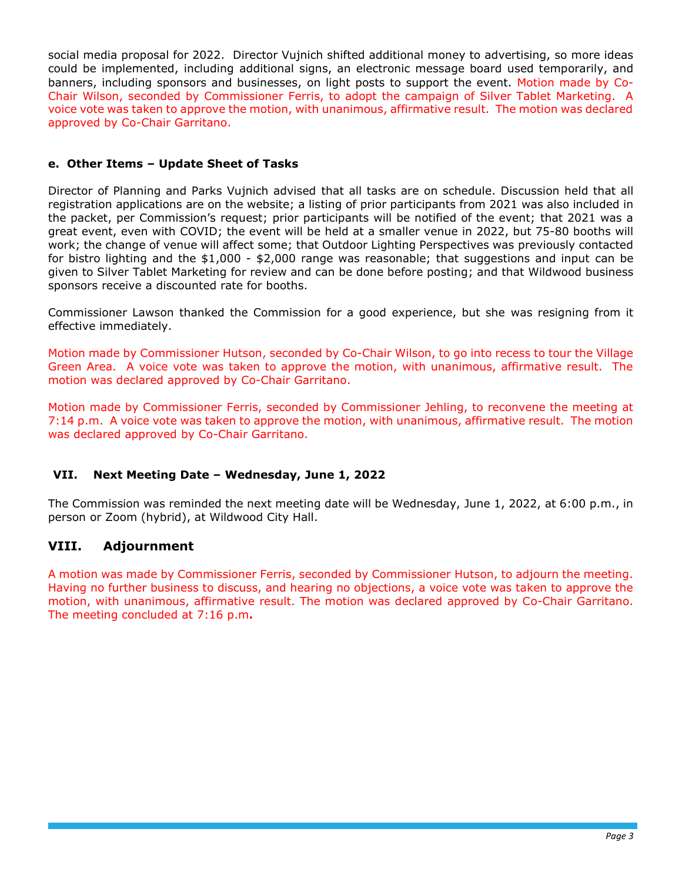social media proposal for 2022. Director Vujnich shifted additional money to advertising, so more ideas could be implemented, including additional signs, an electronic message board used temporarily, and banners, including sponsors and businesses, on light posts to support the event. Motion made by Co-Chair Wilson, seconded by Commissioner Ferris, to adopt the campaign of Silver Tablet Marketing. A voice vote was taken to approve the motion, with unanimous, affirmative result. The motion was declared approved by Co-Chair Garritano.

### e. Other Items – Update Sheet of Tasks

Director of Planning and Parks Vujnich advised that all tasks are on schedule. Discussion held that all registration applications are on the website; a listing of prior participants from 2021 was also included in the packet, per Commission's request; prior participants will be notified of the event; that 2021 was a great event, even with COVID; the event will be held at a smaller venue in 2022, but 75-80 booths will work; the change of venue will affect some; that Outdoor Lighting Perspectives was previously contacted for bistro lighting and the $1,000 - $2,000 range was reasonable; that suggestions and input can be given to Silver Tablet Marketing for review and can be done before posting; and that Wildwood business sponsors receive a discounted rate for booths.

Commissioner Lawson thanked the Commission for a good experience, but she was resigning from it effective immediately.

Motion made by Commissioner Hutson, seconded by Co-Chair Wilson, to go into recess to tour the Village Green Area. A voice vote was taken to approve the motion, with unanimous, affirmative result. The motion was declared approved by Co-Chair Garritano.

Motion made by Commissioner Ferris, seconded by Commissioner Jehling, to reconvene the meeting at 7:14 p.m. A voice vote was taken to approve the motion, with unanimous, affirmative result. The motion was declared approved by Co-Chair Garritano.

### VII. Next Meeting Date – Wednesday, June 1, 2022

The Commission was reminded the next meeting date will be Wednesday, June 1, 2022, at 6:00 p.m., in person or Zoom (hybrid), at Wildwood City Hall.

## VIII. Adjournment

A motion was made by Commissioner Ferris, seconded by Commissioner Hutson, to adjourn the meeting. Having no further business to discuss, and hearing no objections, a voice vote was taken to approve the motion, with unanimous, affirmative result. The motion was declared approved by Co-Chair Garritano. The meeting concluded at 7:16 p.m**.**